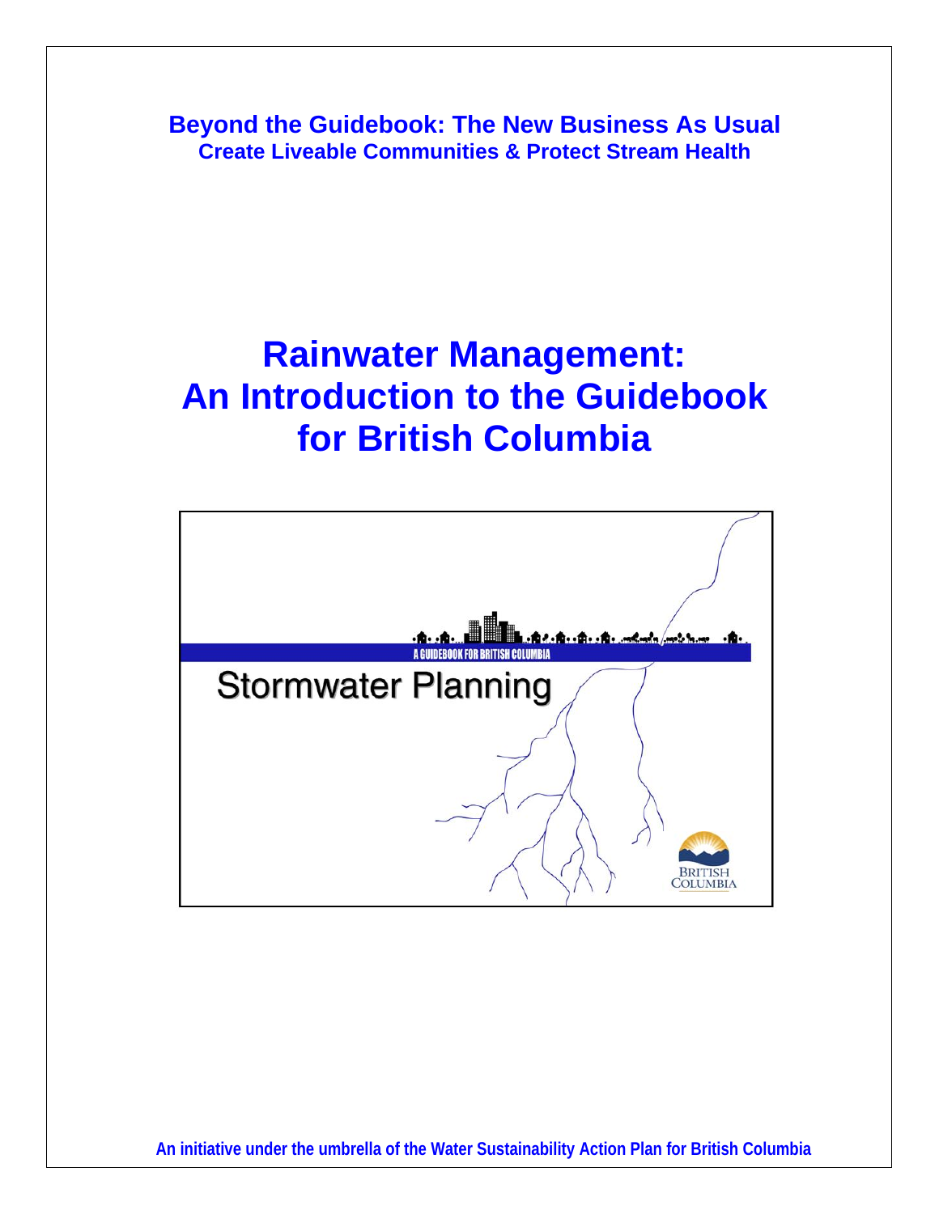**Beyond the Guidebook: The New Business As Usual**
**Create Liveable Communities & Protect Stream Health**

# Rainwater Management: An Introduction to the Guidebook for British Columbia

**An initiative under the umbrella of the Water Sustainability Action Plan for British Columbia**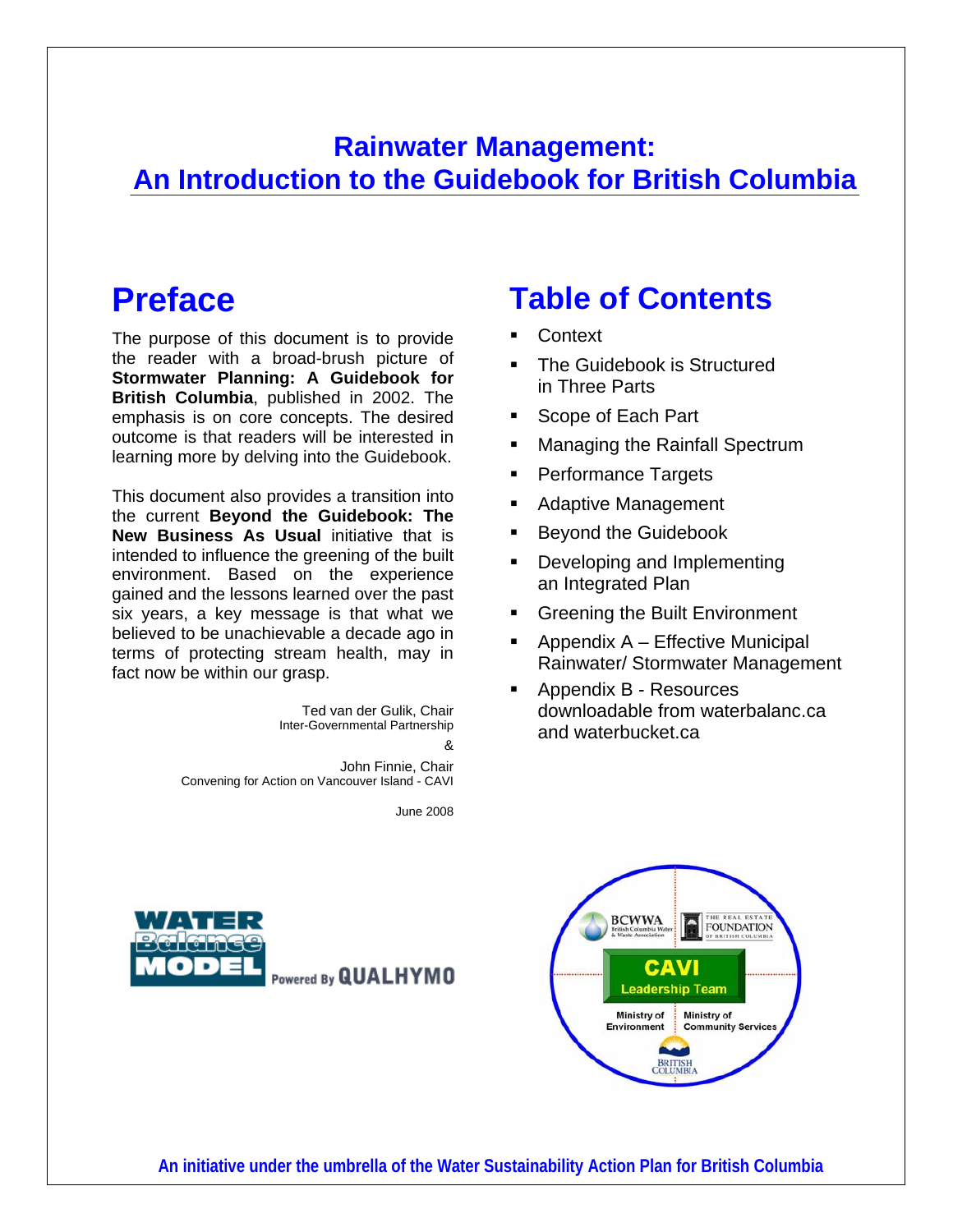# Rainwater Management: An Introduction to the Guidebook for British Columbia

## Preface

The purpose of this document is to provide the reader with a broad-brush picture of **Stormwater Planning: A Guidebook for British Columbia**, published in 2002. The emphasis is on core concepts. The desired outcome is that readers will be interested in learning more by delving into the Guidebook.

This document also provides a transition into the current **Beyond the Guidebook: The New Business As Usual** initiative that is intended to influence the greening of the built environment. Based on the experience gained and the lessons learned over the past six years, a key message is that what we believed to be unachievable a decade ago in terms of protecting stream health, may in fact now be within our grasp.

Ted van der Gulik, Chair
Inter-Governmental Partnership

&

John Finnie, Chair
Convening for Action on Vancouver Island - CAVI

June 2008

## Table of Contents

- Context
- The Guidebook is Structured in Three Parts
- Scope of Each Part
- Managing the Rainfall Spectrum
- Performance Targets
- Adaptive Management
- Beyond the Guidebook
- Developing and Implementing an Integrated Plan
- Greening the Built Environment
- Appendix A – Effective Municipal Rainwater/ Stormwater Management
- Appendix B - Resources downloadable from waterbalanc.ca and waterbucket.ca

WATER Balance MODEL Powered By QUALHYMO

BCWWA British Columbia Water & Waste Association | THE REAL ESTATE FOUNDATION OF BRITISH COLUMBIA | CAVI Leadership Team | Ministry of Environment | Ministry of Community Services | BRITISH COLUMBIA

**An initiative under the umbrella of the Water Sustainability Action Plan for British Columbia**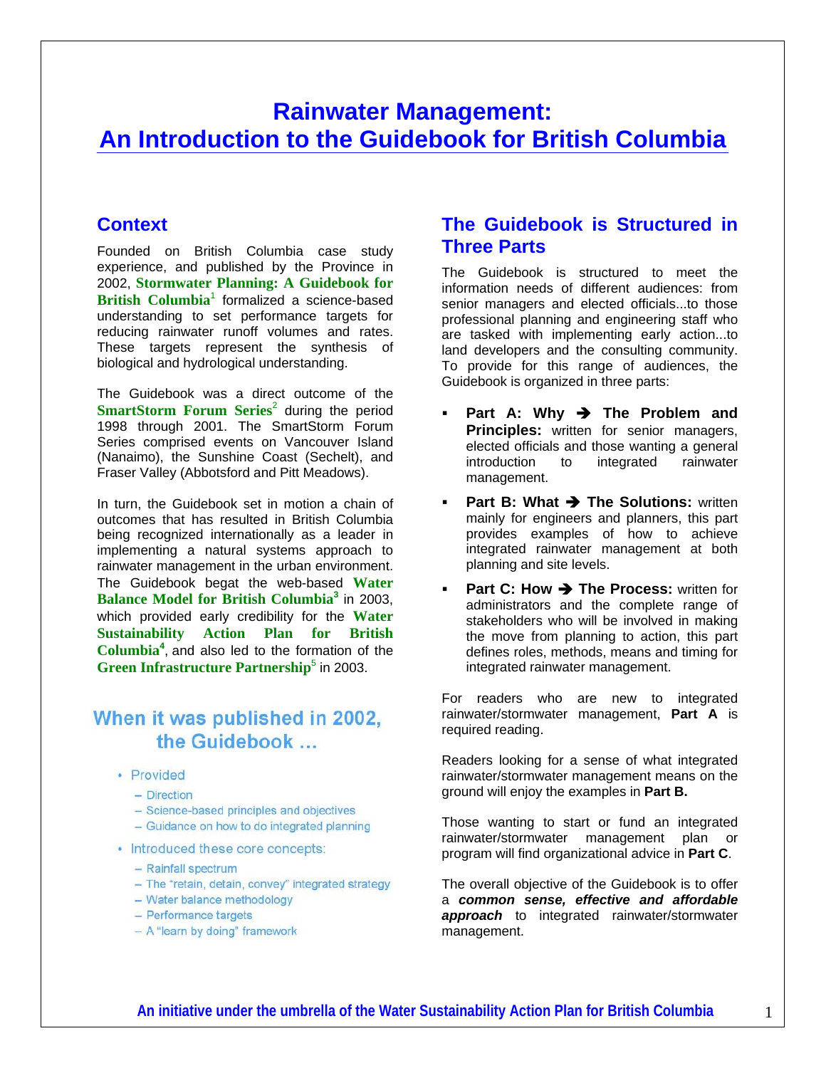# Rainwater Management: An Introduction to the Guidebook for British Columbia

## Context

Founded on British Columbia case study experience, and published by the Province in 2002, **Stormwater Planning: A Guidebook for British Columbia**[1] formalized a science-based understanding to set performance targets for reducing rainwater runoff volumes and rates. These targets represent the synthesis of biological and hydrological understanding.

The Guidebook was a direct outcome of the **SmartStorm Forum Series**[2] during the period 1998 through 2001. The SmartStorm Forum Series comprised events on Vancouver Island (Nanaimo), the Sunshine Coast (Sechelt), and Fraser Valley (Abbotsford and Pitt Meadows).

In turn, the Guidebook set in motion a chain of outcomes that has resulted in British Columbia being recognized internationally as a leader in implementing a natural systems approach to rainwater management in the urban environment. The Guidebook begat the web-based **Water Balance Model for British Columbia**[3] in 2003, which provided early credibility for the **Water Sustainability Action Plan for British Columbia**[4], and also led to the formation of the **Green Infrastructure Partnership**[5] in 2003.

### When it was published in 2002, the Guidebook ...

- Provided
  - Direction
  - Science-based principles and objectives
  - Guidance on how to do integrated planning
- Introduced these core concepts:
  - Rainfall spectrum
  - The "retain, detain, convey" integrated strategy
  - Water balance methodology
  - Performance targets
  - A "learn by doing" framework

## The Guidebook is Structured in Three Parts

The Guidebook is structured to meet the information needs of different audiences: from senior managers and elected officials...to those professional planning and engineering staff who are tasked with implementing early action...to land developers and the consulting community. To provide for this range of audiences, the Guidebook is organized in three parts:

- **Part A: Why ➔ The Problem and Principles:** written for senior managers, elected officials and those wanting a general introduction to integrated rainwater management.
- **Part B: What ➔ The Solutions:** written mainly for engineers and planners, this part provides examples of how to achieve integrated rainwater management at both planning and site levels.
- **Part C: How ➔ The Process:** written for administrators and the complete range of stakeholders who will be involved in making the move from planning to action, this part defines roles, methods, means and timing for integrated rainwater management.

For readers who are new to integrated rainwater/stormwater management, **Part A** is required reading.

Readers looking for a sense of what integrated rainwater/stormwater management means on the ground will enjoy the examples in **Part B.**

Those wanting to start or fund an integrated rainwater/stormwater management plan or program will find organizational advice in **Part C**.

The overall objective of the Guidebook is to offer a ***common sense, effective and affordable approach*** to integrated rainwater/stormwater management.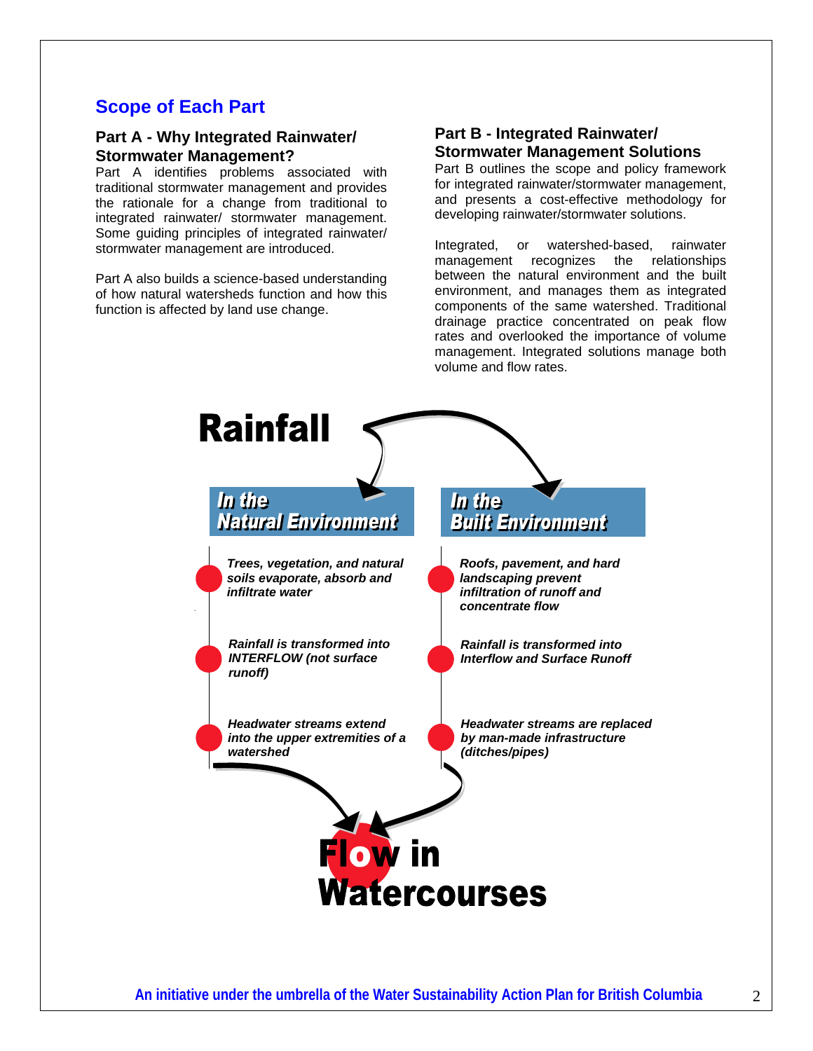## Scope of Each Part

### Part A - Why Integrated Rainwater/ Stormwater Management?

Part A identifies problems associated with traditional stormwater management and provides the rationale for a change from traditional to integrated rainwater/ stormwater management. Some guiding principles of integrated rainwater/ stormwater management are introduced.

Part A also builds a science-based understanding of how natural watersheds function and how this function is affected by land use change.

### Part B - Integrated Rainwater/ Stormwater Management Solutions

Part B outlines the scope and policy framework for integrated rainwater/stormwater management, and presents a cost-effective methodology for developing rainwater/stormwater solutions.

Integrated, or watershed-based, rainwater management recognizes the relationships between the natural environment and the built environment, and manages them as integrated components of the same watershed. Traditional drainage practice concentrated on peak flow rates and overlooked the importance of volume management. Integrated solutions manage both volume and flow rates.

**Rainfall**

| In the Natural Environment | In the Built Environment |
| --- | --- |
| *Trees, vegetation, and natural soils evaporate, absorb and infiltrate water* | *Roofs, pavement, and hard landscaping prevent infiltration of runoff and concentrate flow* |
| *Rainfall is transformed into INTERFLOW (not surface runoff)* | *Rainfall is transformed into Interflow and Surface Runoff* |
| *Headwater streams extend into the upper extremities of a watershed* | *Headwater streams are replaced by man-made infrastructure (ditches/pipes)* |

**Flow in Watercourses**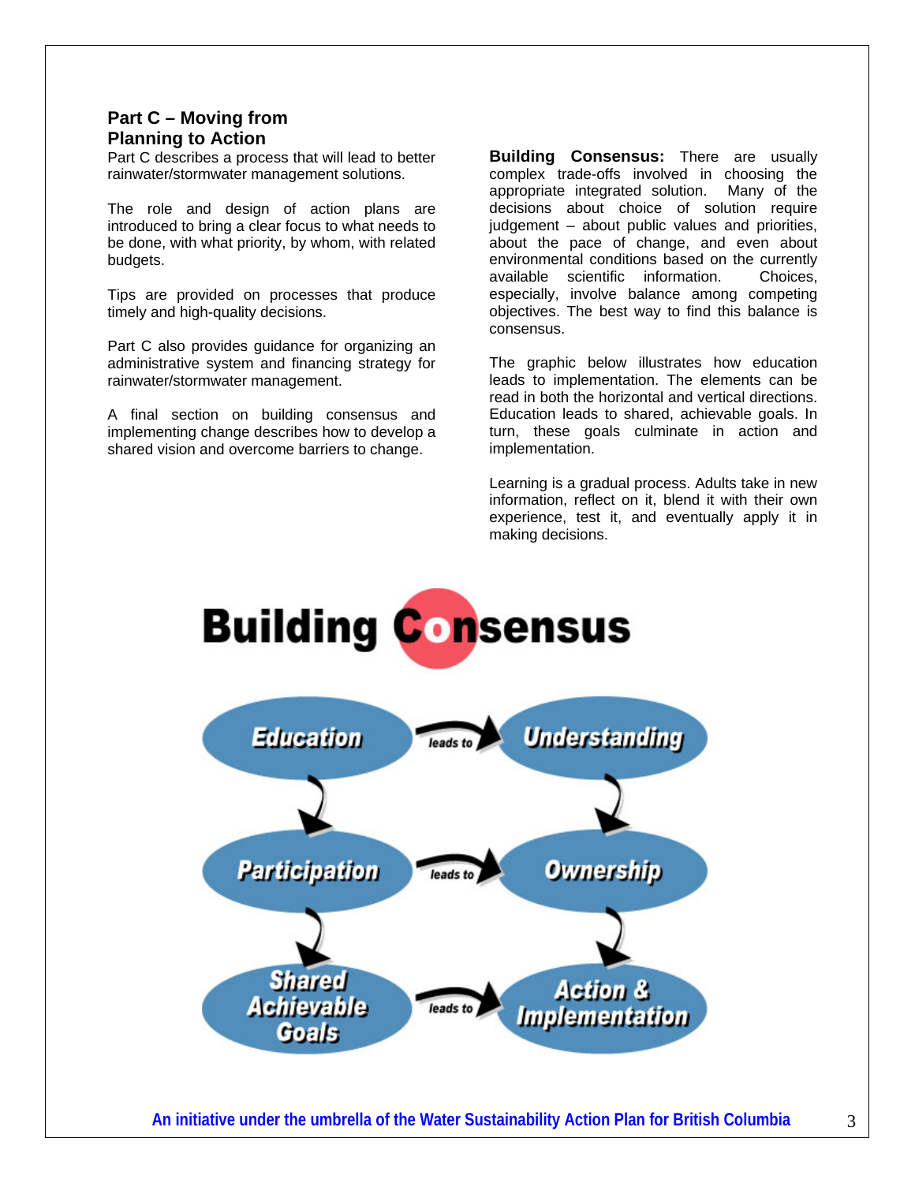## Part C – Moving from Planning to Action

Part C describes a process that will lead to better rainwater/stormwater management solutions.

The role and design of action plans are introduced to bring a clear focus to what needs to be done, with what priority, by whom, with related budgets.

Tips are provided on processes that produce timely and high-quality decisions.

Part C also provides guidance for organizing an administrative system and financing strategy for rainwater/stormwater management.

A final section on building consensus and implementing change describes how to develop a shared vision and overcome barriers to change.

**Building Consensus:** There are usually complex trade-offs involved in choosing the appropriate integrated solution. Many of the decisions about choice of solution require judgement – about public values and priorities, about the pace of change, and even about environmental conditions based on the currently available scientific information. Choices, especially, involve balance among competing objectives. The best way to find this balance is consensus.

The graphic below illustrates how education leads to implementation. The elements can be read in both the horizontal and vertical directions. Education leads to shared, achievable goals. In turn, these goals culminate in action and implementation.

Learning is a gradual process. Adults take in new information, reflect on it, blend it with their own experience, test it, and eventually apply it in making decisions.

### Building Consensus

| | | |
|---|---|---|
| Education | leads to → | Understanding |
| ↓ | | ↓ |
| Participation | leads to → | Ownership |
| ↓ | | ↓ |
| Shared Achievable Goals | leads to → | Action & Implementation |

An initiative under the umbrella of the Water Sustainability Action Plan for British Columbia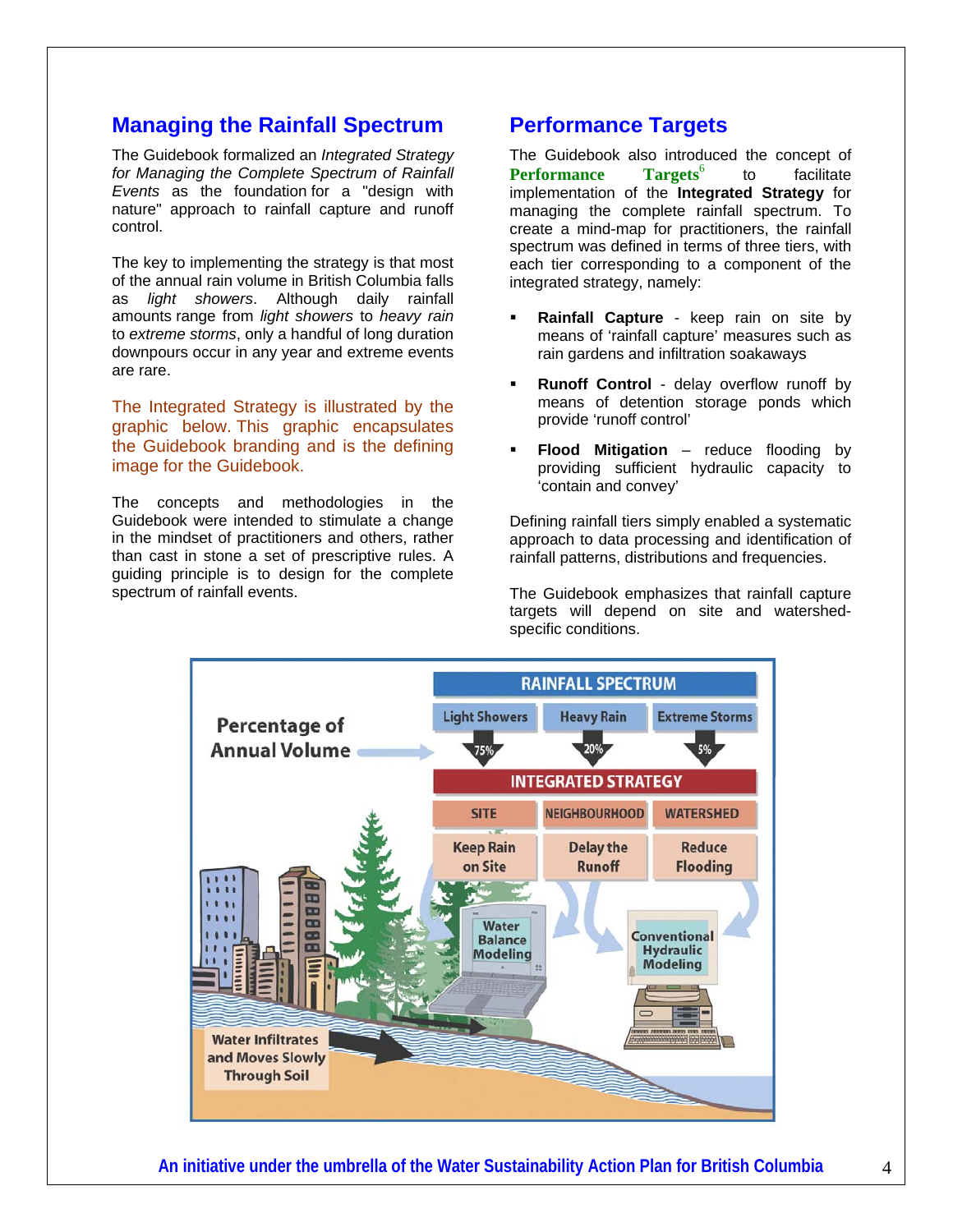## Managing the Rainfall Spectrum

The Guidebook formalized an *Integrated Strategy for Managing the Complete Spectrum of Rainfall Events* as the foundation for a "design with nature" approach to rainfall capture and runoff control.

The key to implementing the strategy is that most of the annual rain volume in British Columbia falls as *light showers*. Although daily rainfall amounts range from *light showers* to *heavy rain* to *extreme storms*, only a handful of long duration downpours occur in any year and extreme events are rare.

The Integrated Strategy is illustrated by the graphic below. This graphic encapsulates the Guidebook branding and is the defining image for the Guidebook.

The concepts and methodologies in the Guidebook were intended to stimulate a change in the mindset of practitioners and others, rather than cast in stone a set of prescriptive rules. A guiding principle is to design for the complete spectrum of rainfall events.

## Performance Targets

The Guidebook also introduced the concept of **Performance Targets**[6] to facilitate implementation of the **Integrated Strategy** for managing the complete rainfall spectrum. To create a mind-map for practitioners, the rainfall spectrum was defined in terms of three tiers, with each tier corresponding to a component of the integrated strategy, namely:

- **Rainfall Capture** - keep rain on site by means of 'rainfall capture' measures such as rain gardens and infiltration soakaways
- **Runoff Control** - delay overflow runoff by means of detention storage ponds which provide 'runoff control'
- **Flood Mitigation** – reduce flooding by providing sufficient hydraulic capacity to 'contain and convey'

Defining rainfall tiers simply enabled a systematic approach to data processing and identification of rainfall patterns, distributions and frequencies.

The Guidebook emphasizes that rainfall capture targets will depend on site and watershed-specific conditions.

**RAINFALL SPECTRUM**

| | Light Showers | Heavy Rain | Extreme Storms |
|---|---|---|---|
| Percentage of Annual Volume | 75% | 20% | 5% |

**INTEGRATED STRATEGY**

| SITE | NEIGHBOURHOOD | WATERSHED |
|---|---|---|
| Keep Rain on Site | Delay the Runoff | Reduce Flooding |

Water Balance Modeling

Conventional Hydraulic Modeling

Water Infiltrates and Moves Slowly Through Soil

An initiative under the umbrella of the Water Sustainability Action Plan for British Columbia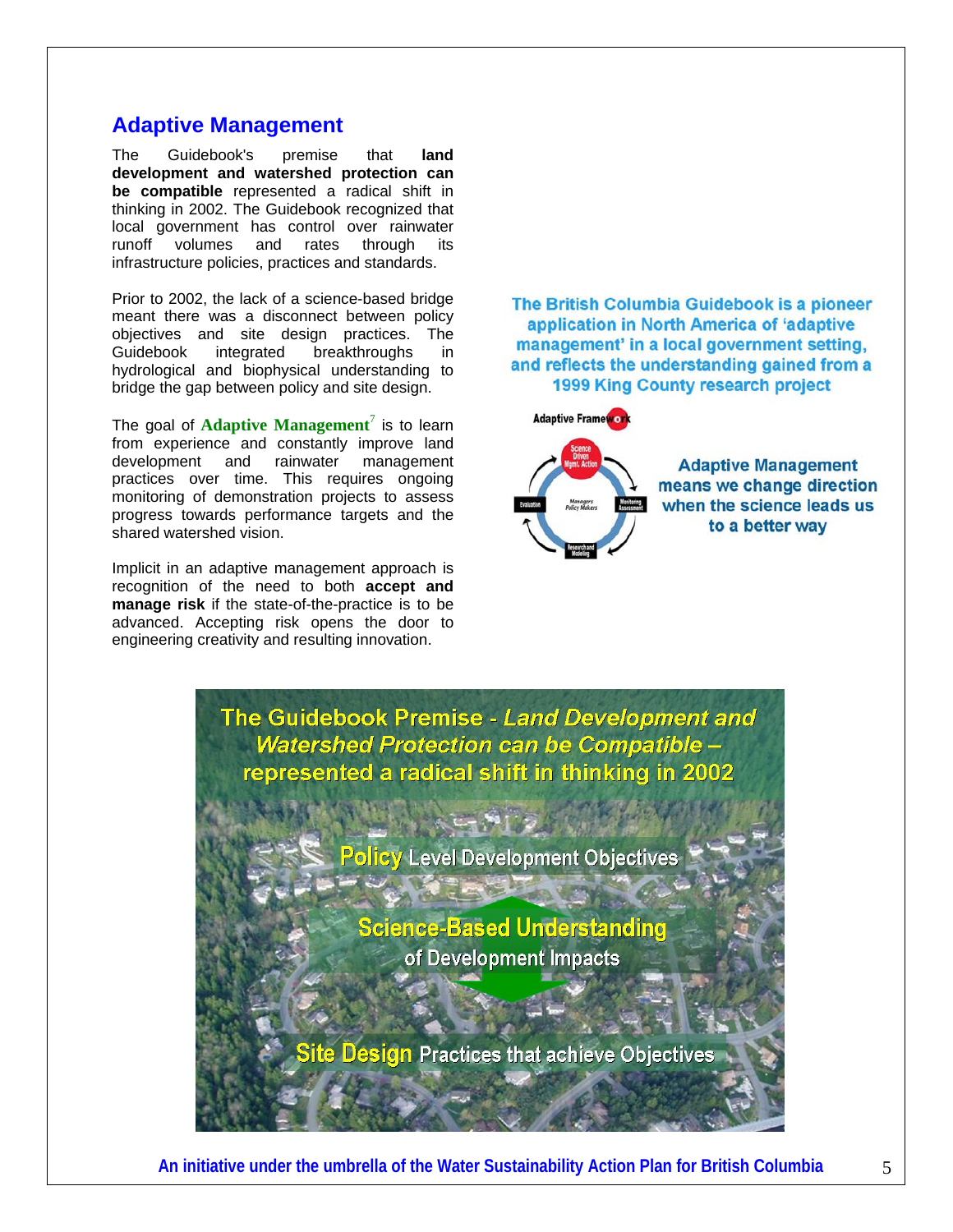## Adaptive Management

The Guidebook's premise that **land development and watershed protection can be compatible** represented a radical shift in thinking in 2002. The Guidebook recognized that local government has control over rainwater runoff volumes and rates through its infrastructure policies, practices and standards.

Prior to 2002, the lack of a science-based bridge meant there was a disconnect between policy objectives and site design practices. The Guidebook integrated breakthroughs in hydrological and biophysical understanding to bridge the gap between policy and site design.

The goal of **Adaptive Management**[7] is to learn from experience and constantly improve land development and rainwater management practices over time. This requires ongoing monitoring of demonstration projects to assess progress towards performance targets and the shared watershed vision.

Implicit in an adaptive management approach is recognition of the need to both **accept and manage risk** if the state-of-the-practice is to be advanced. Accepting risk opens the door to engineering creativity and resulting innovation.

**The British Columbia Guidebook is a pioneer application in North America of 'adaptive management' in a local government setting, and reflects the understanding gained from a 1999 King County research project**

**Adaptive Management means we change direction when the science leads us to a better way**

**An initiative under the umbrella of the Water Sustainability Action Plan for British Columbia**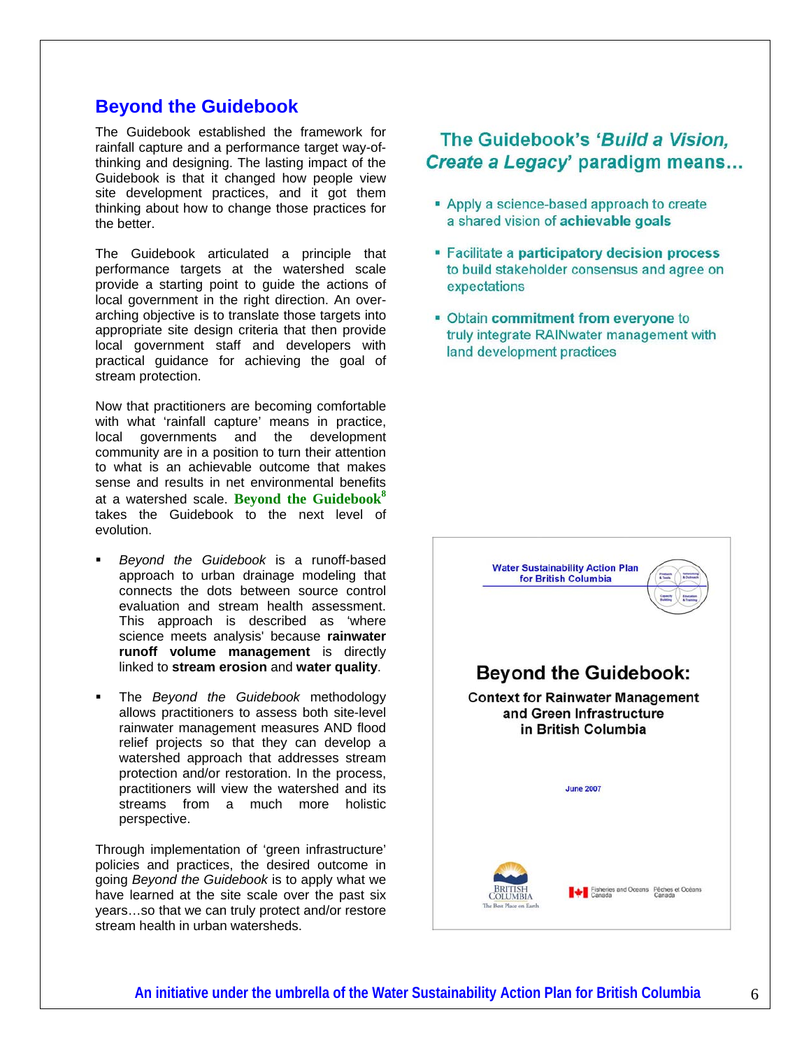## Beyond the Guidebook

The Guidebook established the framework for rainfall capture and a performance target way-of-thinking and designing. The lasting impact of the Guidebook is that it changed how people view site development practices, and it got them thinking about how to change those practices for the better.

The Guidebook articulated a principle that performance targets at the watershed scale provide a starting point to guide the actions of local government in the right direction. An over-arching objective is to translate those targets into appropriate site design criteria that then provide local government staff and developers with practical guidance for achieving the goal of stream protection.

Now that practitioners are becoming comfortable with what 'rainfall capture' means in practice, local governments and the development community are in a position to turn their attention to what is an achievable outcome that makes sense and results in net environmental benefits at a watershed scale. **Beyond the Guidebook**[8] takes the Guidebook to the next level of evolution.

- *Beyond the Guidebook* is a runoff-based approach to urban drainage modeling that connects the dots between source control evaluation and stream health assessment. This approach is described as 'where science meets analysis' because **rainwater runoff volume management** is directly linked to **stream erosion** and **water quality**.
- The *Beyond the Guidebook* methodology allows practitioners to assess both site-level rainwater management measures AND flood relief projects so that they can develop a watershed approach that addresses stream protection and/or restoration. In the process, practitioners will view the watershed and its streams from a much more holistic perspective.

Through implementation of 'green infrastructure' policies and practices, the desired outcome in going *Beyond the Guidebook* is to apply what we have learned at the site scale over the past six years…so that we can truly protect and/or restore stream health in urban watersheds.

### The Guidebook's '*Build a Vision, Create a Legacy*' paradigm means…

- Apply a science-based approach to create a shared vision of **achievable goals**
- Facilitate a **participatory decision process** to build stakeholder consensus and agree on expectations
- Obtain **commitment from everyone** to truly integrate RAINwater management with land development practices

Water Sustainability Action Plan for British Columbia

**Beyond the Guidebook:**

**Context for Rainwater Management and Green Infrastructure in British Columbia**

June 2007

British Columbia — The Best Place on Earth | Fisheries and Oceans Canada / Pêches et Océans Canada

**An initiative under the umbrella of the Water Sustainability Action Plan for British Columbia**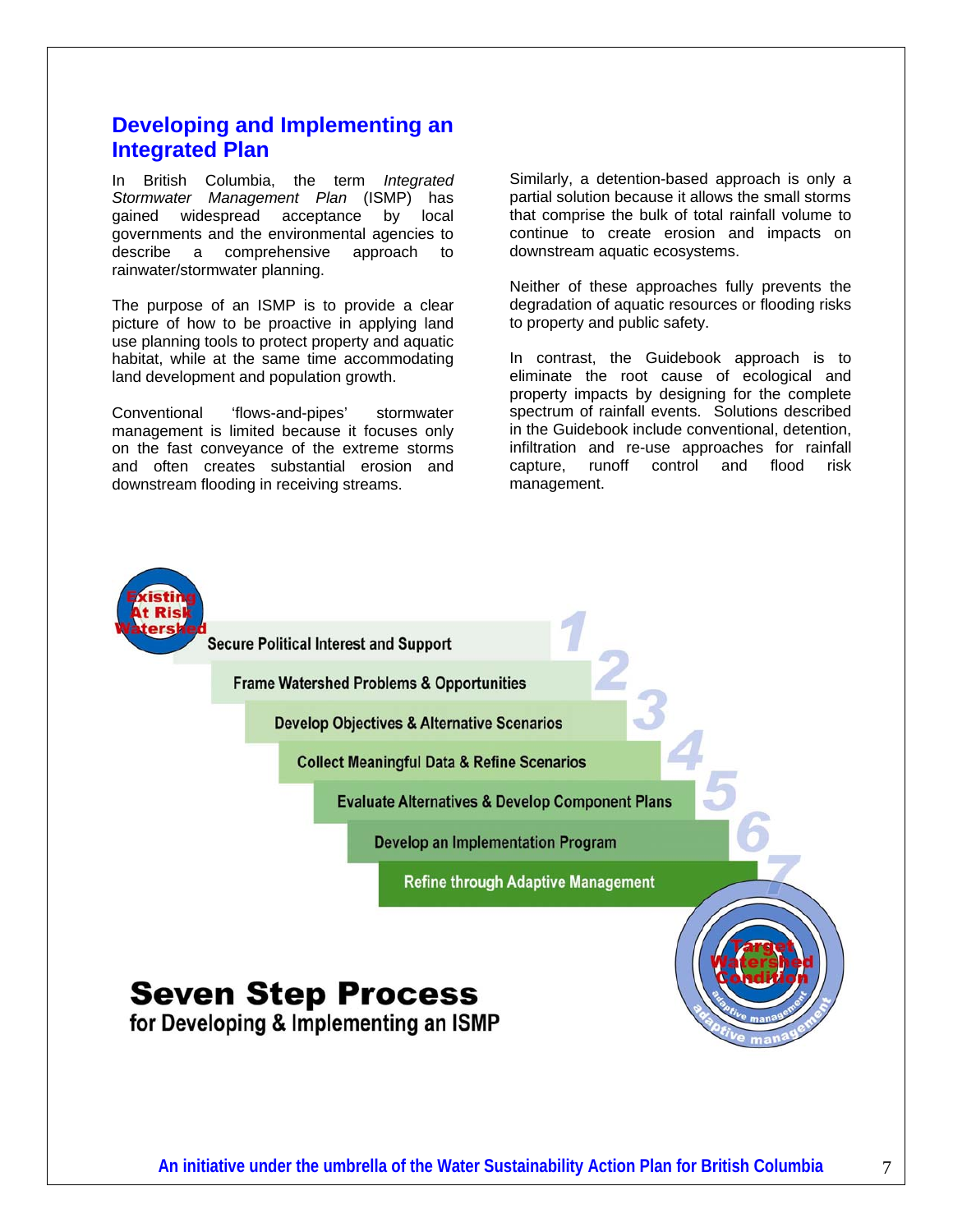## Developing and Implementing an Integrated Plan

In British Columbia, the term *Integrated Stormwater Management Plan* (ISMP) has gained widespread acceptance by local governments and the environmental agencies to describe a comprehensive approach to rainwater/stormwater planning.

The purpose of an ISMP is to provide a clear picture of how to be proactive in applying land use planning tools to protect property and aquatic habitat, while at the same time accommodating land development and population growth.

Conventional 'flows-and-pipes' stormwater management is limited because it focuses only on the fast conveyance of the extreme storms and often creates substantial erosion and downstream flooding in receiving streams.

Similarly, a detention-based approach is only a partial solution because it allows the small storms that comprise the bulk of total rainfall volume to continue to create erosion and impacts on downstream aquatic ecosystems.

Neither of these approaches fully prevents the degradation of aquatic resources or flooding risks to property and public safety.

In contrast, the Guidebook approach is to eliminate the root cause of ecological and property impacts by designing for the complete spectrum of rainfall events. Solutions described in the Guidebook include conventional, detention, infiltration and re-use approaches for rainfall capture, runoff control and flood risk management.

Existing At Risk Watershed

1. Secure Political Interest and Support
2. Frame Watershed Problems & Opportunities
3. Develop Objectives & Alternative Scenarios
4. Collect Meaningful Data & Refine Scenarios
5. Evaluate Alternatives & Develop Component Plans
6. Develop an Implementation Program
7. Refine through Adaptive Management

Target Watershed Condition (adaptive management)

**Seven Step Process**
**for Developing & Implementing an ISMP**

**An initiative under the umbrella of the Water Sustainability Action Plan for British Columbia**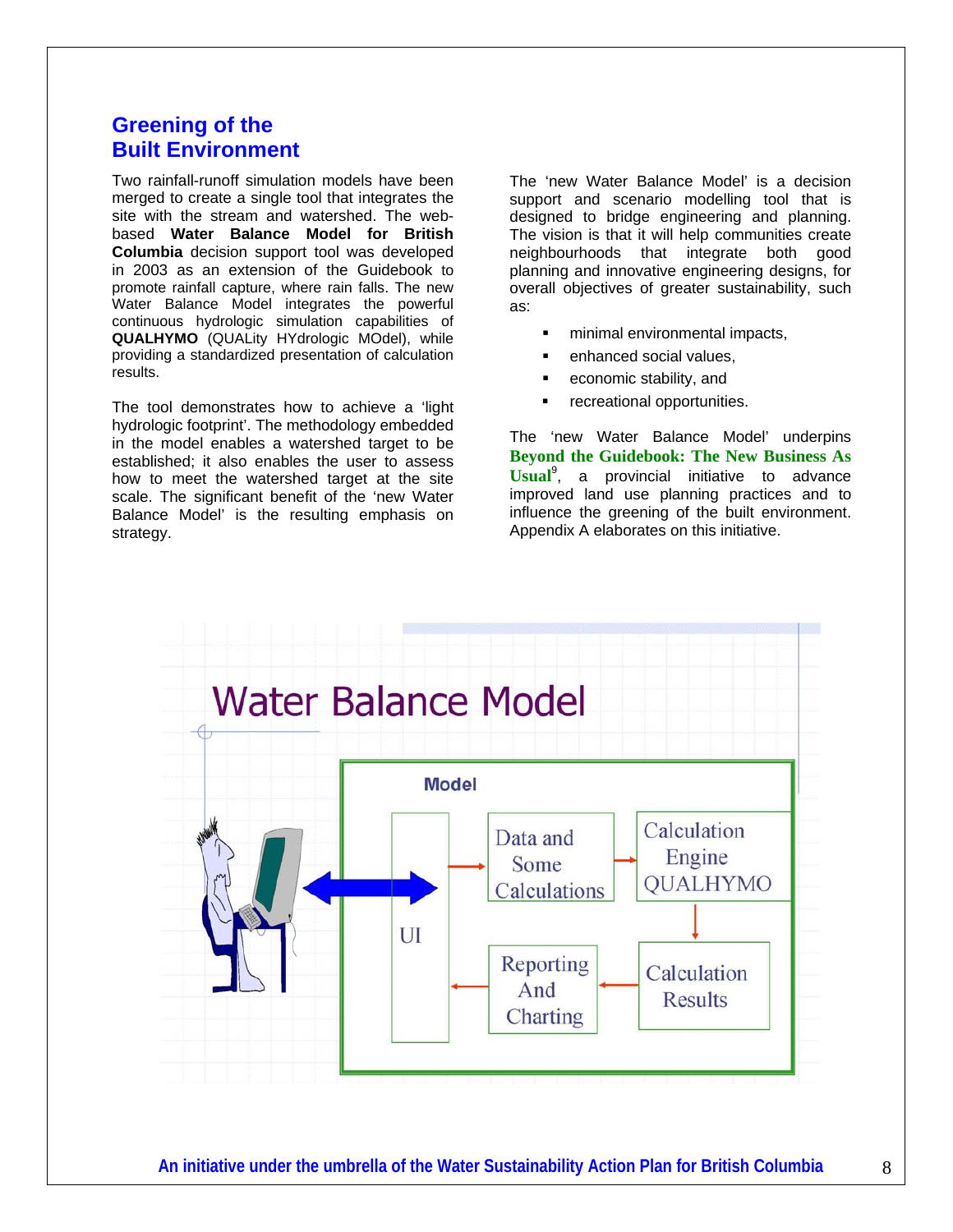## Greening of the Built Environment

Two rainfall-runoff simulation models have been merged to create a single tool that integrates the site with the stream and watershed. The web-based **Water Balance Model for British Columbia** decision support tool was developed in 2003 as an extension of the Guidebook to promote rainfall capture, where rain falls. The new Water Balance Model integrates the powerful continuous hydrologic simulation capabilities of **QUALHYMO** (QUALity HYdrologic MOdel), while providing a standardized presentation of calculation results.

The tool demonstrates how to achieve a 'light hydrologic footprint'. The methodology embedded in the model enables a watershed target to be established; it also enables the user to assess how to meet the watershed target at the site scale. The significant benefit of the 'new Water Balance Model' is the resulting emphasis on strategy.

The 'new Water Balance Model' is a decision support and scenario modelling tool that is designed to bridge engineering and planning. The vision is that it will help communities create neighbourhoods that integrate both good planning and innovative engineering designs, for overall objectives of greater sustainability, such as:

- minimal environmental impacts,
- enhanced social values,
- economic stability, and
- recreational opportunities.

The 'new Water Balance Model' underpins **Beyond the Guidebook: The New Business As Usual**[9], a provincial initiative to advance improved land use planning practices and to influence the greening of the built environment. Appendix A elaborates on this initiative.

**Water Balance Model**

Model: UI → Data and Some Calculations → Calculation Engine QUALHYMO → Calculation Results → Reporting And Charting → UI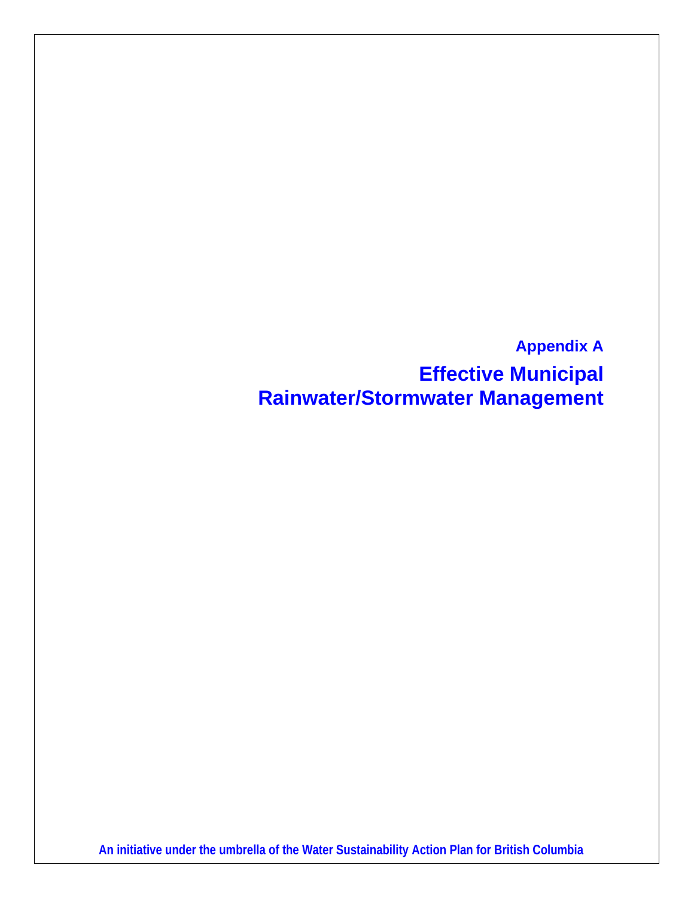## Appendix A

# Effective Municipal Rainwater/Stormwater Management

**An initiative under the umbrella of the Water Sustainability Action Plan for British Columbia**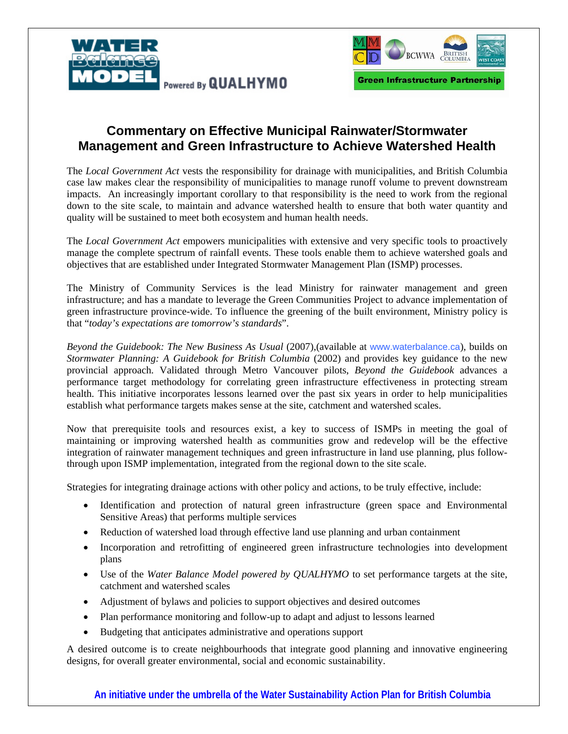# Commentary on Effective Municipal Rainwater/Stormwater Management and Green Infrastructure to Achieve Watershed Health

The *Local Government Act* vests the responsibility for drainage with municipalities, and British Columbia case law makes clear the responsibility of municipalities to manage runoff volume to prevent downstream impacts. An increasingly important corollary to that responsibility is the need to work from the regional down to the site scale, to maintain and advance watershed health to ensure that both water quantity and quality will be sustained to meet both ecosystem and human health needs.

The *Local Government Act* empowers municipalities with extensive and very specific tools to proactively manage the complete spectrum of rainfall events. These tools enable them to achieve watershed goals and objectives that are established under Integrated Stormwater Management Plan (ISMP) processes.

The Ministry of Community Services is the lead Ministry for rainwater management and green infrastructure; and has a mandate to leverage the Green Communities Project to advance implementation of green infrastructure province-wide. To influence the greening of the built environment, Ministry policy is that "*today's expectations are tomorrow's standards*".

*Beyond the Guidebook: The New Business As Usual* (2007),(available at www.waterbalance.ca), builds on *Stormwater Planning: A Guidebook for British Columbia* (2002) and provides key guidance to the new provincial approach. Validated through Metro Vancouver pilots, *Beyond the Guidebook* advances a performance target methodology for correlating green infrastructure effectiveness in protecting stream health. This initiative incorporates lessons learned over the past six years in order to help municipalities establish what performance targets makes sense at the site, catchment and watershed scales.

Now that prerequisite tools and resources exist, a key to success of ISMPs in meeting the goal of maintaining or improving watershed health as communities grow and redevelop will be the effective integration of rainwater management techniques and green infrastructure in land use planning, plus follow-through upon ISMP implementation, integrated from the regional down to the site scale.

Strategies for integrating drainage actions with other policy and actions, to be truly effective, include:

- Identification and protection of natural green infrastructure (green space and Environmental Sensitive Areas) that performs multiple services
- Reduction of watershed load through effective land use planning and urban containment
- Incorporation and retrofitting of engineered green infrastructure technologies into development plans
- Use of the *Water Balance Model powered by QUALHYMO* to set performance targets at the site, catchment and watershed scales
- Adjustment of bylaws and policies to support objectives and desired outcomes
- Plan performance monitoring and follow-up to adapt and adjust to lessons learned
- Budgeting that anticipates administrative and operations support

A desired outcome is to create neighbourhoods that integrate good planning and innovative engineering designs, for overall greater environmental, social and economic sustainability.

**An initiative under the umbrella of the Water Sustainability Action Plan for British Columbia**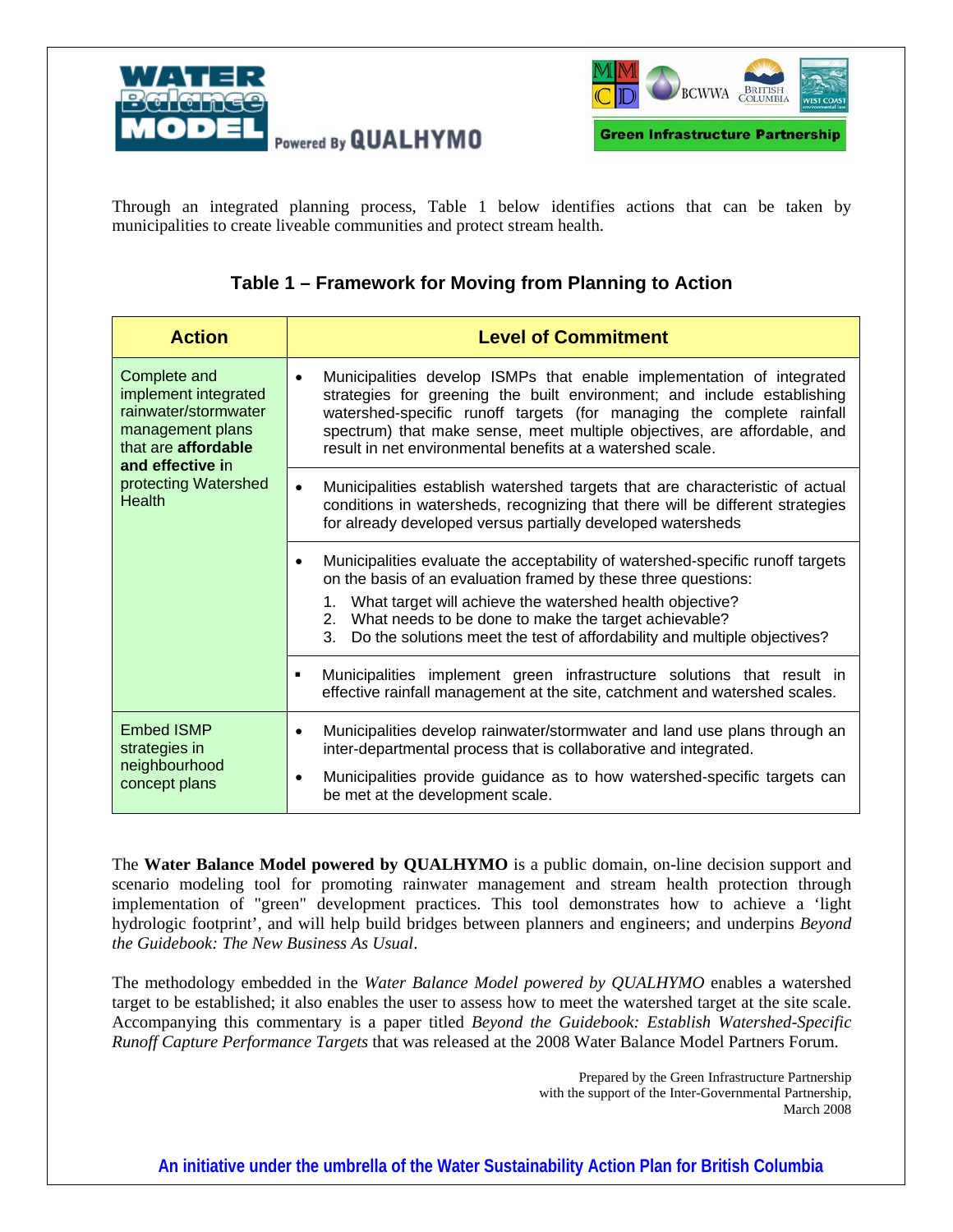Through an integrated planning process, Table 1 below identifies actions that can be taken by municipalities to create liveable communities and protect stream health.

### Table 1 – Framework for Moving from Planning to Action

| Action | Level of Commitment |
|---|---|
| Complete and implement integrated rainwater/stormwater management plans that are **affordable and effective i**n protecting Watershed Health | • Municipalities develop ISMPs that enable implementation of integrated strategies for greening the built environment; and include establishing watershed-specific runoff targets (for managing the complete rainfall spectrum) that make sense, meet multiple objectives, are affordable, and result in net environmental benefits at a watershed scale. |
| | • Municipalities establish watershed targets that are characteristic of actual conditions in watersheds, recognizing that there will be different strategies for already developed versus partially developed watersheds |
| | • Municipalities evaluate the acceptability of watershed-specific runoff targets on the basis of an evaluation framed by these three questions: 1. What target will achieve the watershed health objective? 2. What needs to be done to make the target achievable? 3. Do the solutions meet the test of affordability and multiple objectives? |
| | ▪ Municipalities implement green infrastructure solutions that result in effective rainfall management at the site, catchment and watershed scales. |
| Embed ISMP strategies in neighbourhood concept plans | • Municipalities develop rainwater/stormwater and land use plans through an inter-departmental process that is collaborative and integrated. • Municipalities provide guidance as to how watershed-specific targets can be met at the development scale. |

The **Water Balance Model powered by QUALHYMO** is a public domain, on-line decision support and scenario modeling tool for promoting rainwater management and stream health protection through implementation of "green" development practices. This tool demonstrates how to achieve a 'light hydrologic footprint', and will help build bridges between planners and engineers; and underpins *Beyond the Guidebook: The New Business As Usual*.

The methodology embedded in the *Water Balance Model powered by QUALHYMO* enables a watershed target to be established; it also enables the user to assess how to meet the watershed target at the site scale. Accompanying this commentary is a paper titled *Beyond the Guidebook: Establish Watershed-Specific Runoff Capture Performance Targets* that was released at the 2008 Water Balance Model Partners Forum.

Prepared by the Green Infrastructure Partnership
with the support of the Inter-Governmental Partnership,
March 2008

**An initiative under the umbrella of the Water Sustainability Action Plan for British Columbia**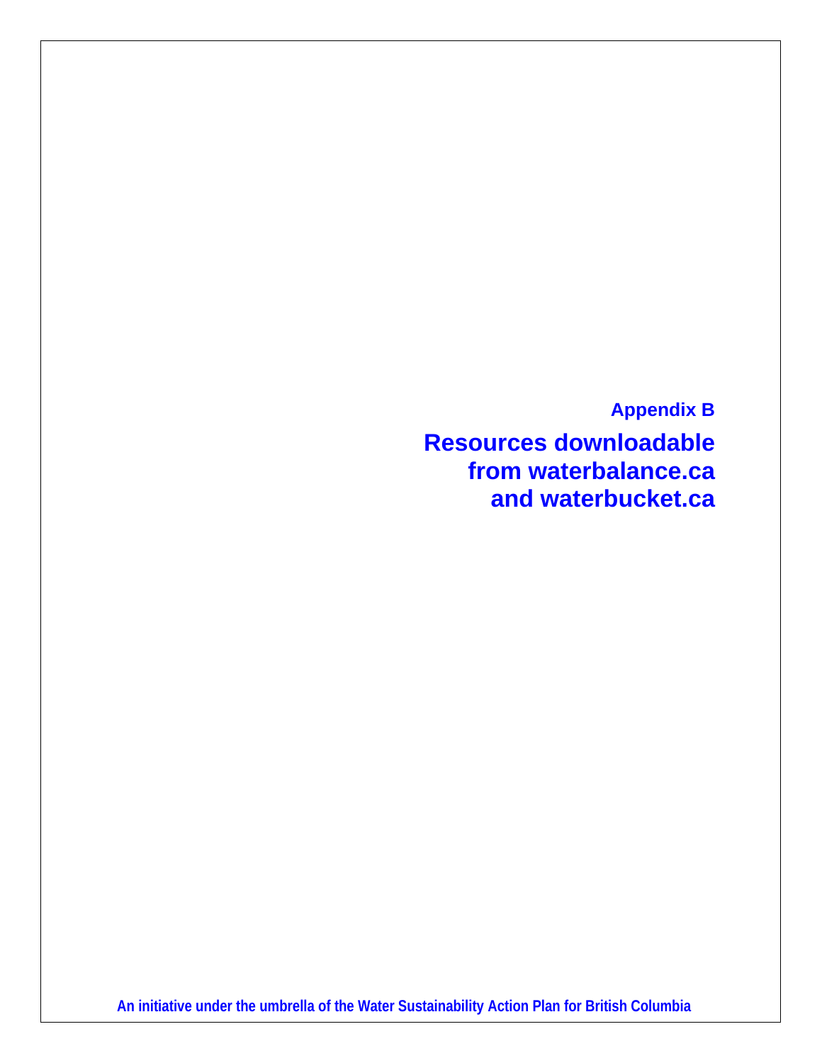## Appendix B

# Resources downloadable from waterbalance.ca and waterbucket.ca

**An initiative under the umbrella of the Water Sustainability Action Plan for British Columbia**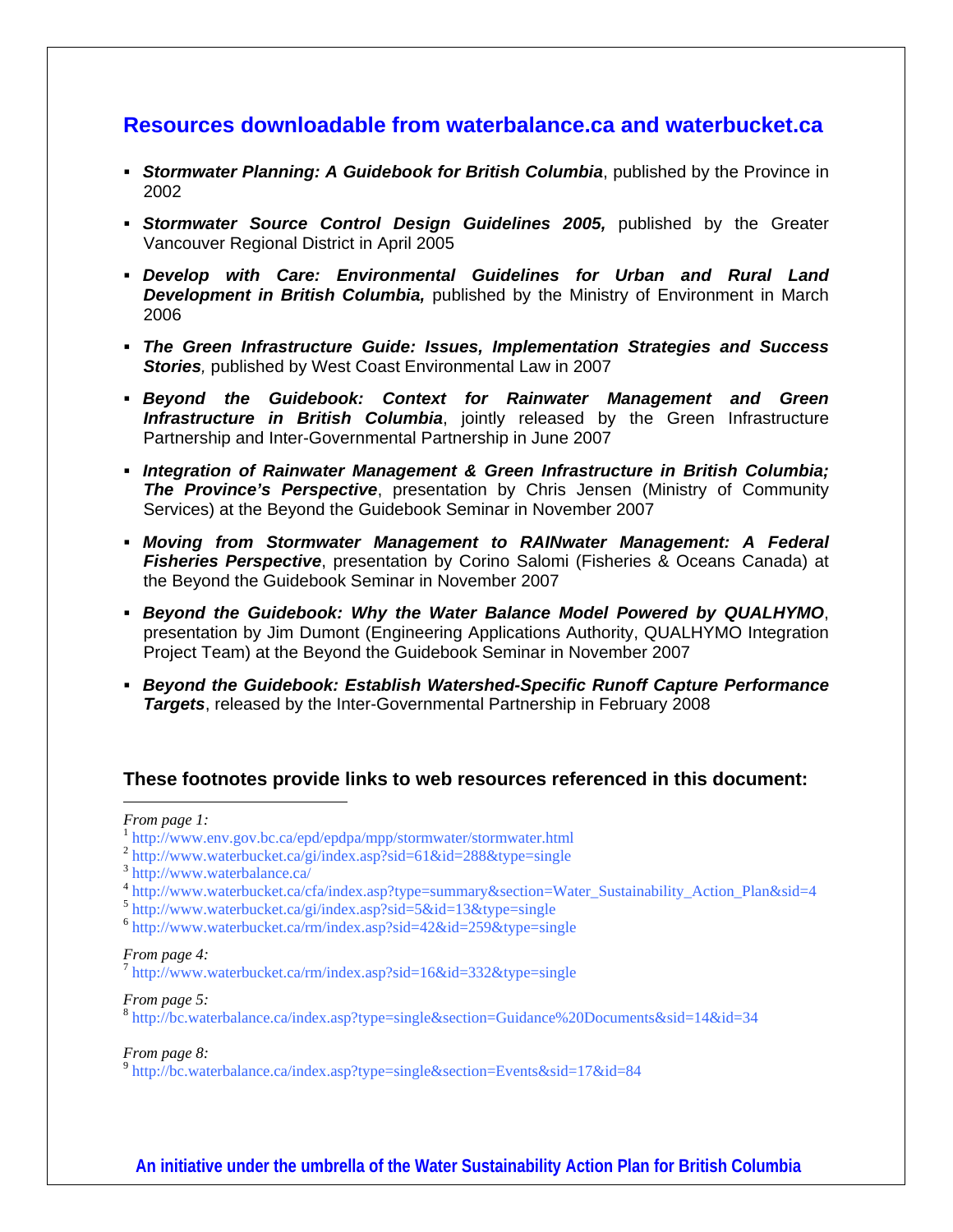## Resources downloadable from waterbalance.ca and waterbucket.ca

- ***Stormwater Planning: A Guidebook for British Columbia***, published by the Province in 2002
- ***Stormwater Source Control Design Guidelines 2005,*** published by the Greater Vancouver Regional District in April 2005
- ***Develop with Care: Environmental Guidelines for Urban and Rural Land Development in British Columbia,*** published by the Ministry of Environment in March 2006
- ***The Green Infrastructure Guide: Issues, Implementation Strategies and Success Stories****,* published by West Coast Environmental Law in 2007
- ***Beyond the Guidebook: Context for Rainwater Management and Green Infrastructure in British Columbia***, jointly released by the Green Infrastructure Partnership and Inter-Governmental Partnership in June 2007
- ***Integration of Rainwater Management & Green Infrastructure in British Columbia; The Province's Perspective***, presentation by Chris Jensen (Ministry of Community Services) at the Beyond the Guidebook Seminar in November 2007
- ***Moving from Stormwater Management to RAINwater Management: A Federal Fisheries Perspective***, presentation by Corino Salomi (Fisheries & Oceans Canada) at the Beyond the Guidebook Seminar in November 2007
- ***Beyond the Guidebook: Why the Water Balance Model Powered by QUALHYMO***, presentation by Jim Dumont (Engineering Applications Authority, QUALHYMO Integration Project Team) at the Beyond the Guidebook Seminar in November 2007
- ***Beyond the Guidebook: Establish Watershed-Specific Runoff Capture Performance Targets***, released by the Inter-Governmental Partnership in February 2008

### These footnotes provide links to web resources referenced in this document:

*From page 1:*

[1] http://www.env.gov.bc.ca/epd/epdpa/mpp/stormwater/stormwater.html
[2] http://www.waterbucket.ca/gi/index.asp?sid=61&id=288&type=single
[3] http://www.waterbalance.ca/
[4] http://www.waterbucket.ca/cfa/index.asp?type=summary&section=Water_Sustainability_Action_Plan&sid=4
[5] http://www.waterbucket.ca/gi/index.asp?sid=5&id=13&type=single
[6] http://www.waterbucket.ca/rm/index.asp?sid=42&id=259&type=single

*From page 4:*

[7] http://www.waterbucket.ca/rm/index.asp?sid=16&id=332&type=single

*From page 5:*

[8] http://bc.waterbalance.ca/index.asp?type=single&section=Guidance%20Documents&sid=14&id=34

*From page 8:*

[9] http://bc.waterbalance.ca/index.asp?type=single&section=Events&sid=17&id=84

**An initiative under the umbrella of the Water Sustainability Action Plan for British Columbia**